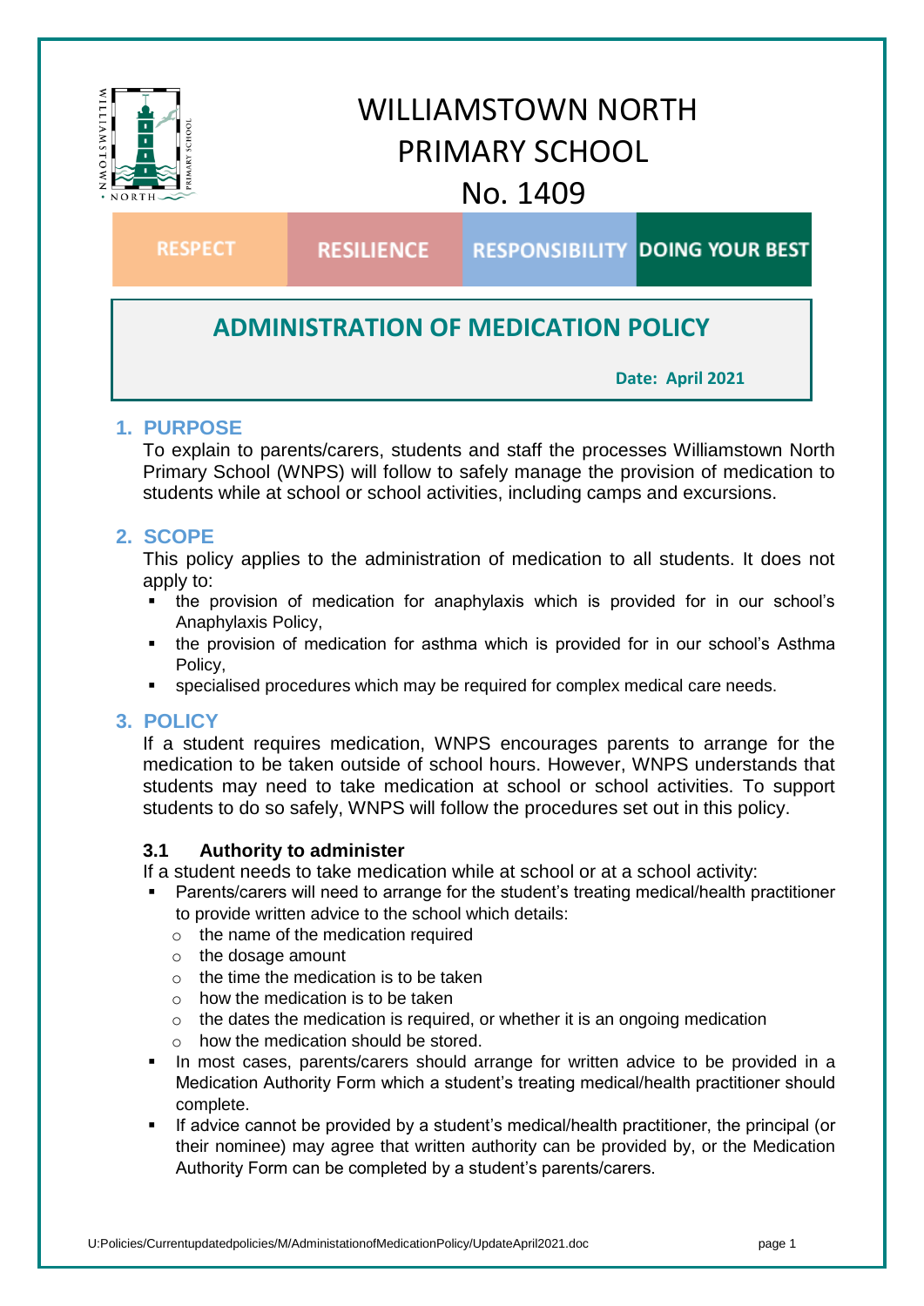# WILLIAMSTOWN NORTH PRIMARY SCHOOL
## No. 1409

| RESPECT | RESILIENCE | RESPONSIBILITY | DOING YOUR BEST |
|---|---|---|---|

## ADMINISTRATION OF MEDICATION POLICY

**Date: April 2021**

## 1. PURPOSE

To explain to parents/carers, students and staff the processes Williamstown North Primary School (WNPS) will follow to safely manage the provision of medication to students while at school or school activities, including camps and excursions.

## 2. SCOPE

This policy applies to the administration of medication to all students. It does not apply to:

- the provision of medication for anaphylaxis which is provided for in our school's Anaphylaxis Policy,
- the provision of medication for asthma which is provided for in our school's Asthma Policy,
- specialised procedures which may be required for complex medical care needs.

## 3. POLICY

If a student requires medication, WNPS encourages parents to arrange for the medication to be taken outside of school hours. However, WNPS understands that students may need to take medication at school or school activities. To support students to do so safely, WNPS will follow the procedures set out in this policy.

### 3.1 Authority to administer

If a student needs to take medication while at school or at a school activity:

- Parents/carers will need to arrange for the student's treating medical/health practitioner to provide written advice to the school which details:
  - the name of the medication required
  - the dosage amount
  - the time the medication is to be taken
  - how the medication is to be taken
  - the dates the medication is required, or whether it is an ongoing medication
  - how the medication should be stored.
- In most cases, parents/carers should arrange for written advice to be provided in a Medication Authority Form which a student's treating medical/health practitioner should complete.
- If advice cannot be provided by a student's medical/health practitioner, the principal (or their nominee) may agree that written authority can be provided by, or the Medication Authority Form can be completed by a student's parents/carers.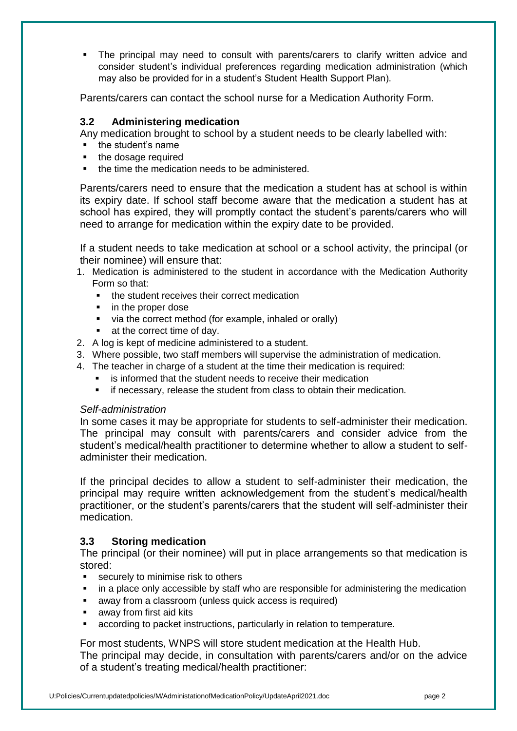- The principal may need to consult with parents/carers to clarify written advice and consider student's individual preferences regarding medication administration (which may also be provided for in a student's Student Health Support Plan).

Parents/carers can contact the school nurse for a Medication Authority Form.

### 3.2 Administering medication

Any medication brought to school by a student needs to be clearly labelled with:

- the student's name
- the dosage required
- the time the medication needs to be administered.

Parents/carers need to ensure that the medication a student has at school is within its expiry date. If school staff become aware that the medication a student has at school has expired, they will promptly contact the student's parents/carers who will need to arrange for medication within the expiry date to be provided.

If a student needs to take medication at school or a school activity, the principal (or their nominee) will ensure that:

1. Medication is administered to the student in accordance with the Medication Authority Form so that:
   - the student receives their correct medication
   - in the proper dose
   - via the correct method (for example, inhaled or orally)
   - at the correct time of day.
2. A log is kept of medicine administered to a student.
3. Where possible, two staff members will supervise the administration of medication.
4. The teacher in charge of a student at the time their medication is required:
   - is informed that the student needs to receive their medication
   - if necessary, release the student from class to obtain their medication.

*Self-administration*

In some cases it may be appropriate for students to self-administer their medication. The principal may consult with parents/carers and consider advice from the student's medical/health practitioner to determine whether to allow a student to self-administer their medication.

If the principal decides to allow a student to self-administer their medication, the principal may require written acknowledgement from the student's medical/health practitioner, or the student's parents/carers that the student will self-administer their medication.

### 3.3 Storing medication

The principal (or their nominee) will put in place arrangements so that medication is stored:

- securely to minimise risk to others
- in a place only accessible by staff who are responsible for administering the medication
- away from a classroom (unless quick access is required)
- away from first aid kits
- according to packet instructions, particularly in relation to temperature.

For most students, WNPS will store student medication at the Health Hub.
The principal may decide, in consultation with parents/carers and/or on the advice of a student's treating medical/health practitioner: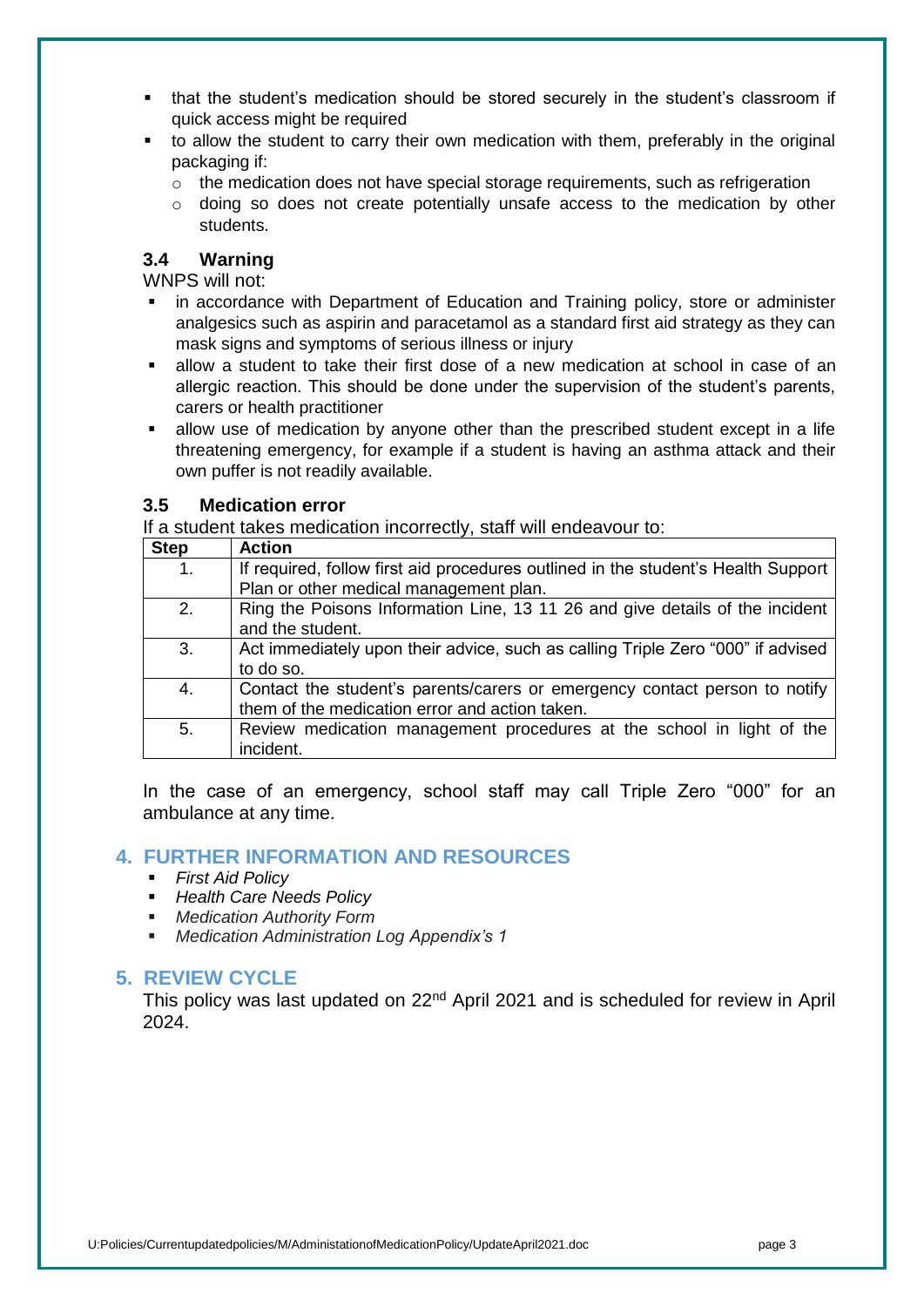- that the student's medication should be stored securely in the student's classroom if quick access might be required
- to allow the student to carry their own medication with them, preferably in the original packaging if:
  - the medication does not have special storage requirements, such as refrigeration
  - doing so does not create potentially unsafe access to the medication by other students.

### 3.4 Warning

WNPS will not:

- in accordance with Department of Education and Training policy, store or administer analgesics such as aspirin and paracetamol as a standard first aid strategy as they can mask signs and symptoms of serious illness or injury
- allow a student to take their first dose of a new medication at school in case of an allergic reaction. This should be done under the supervision of the student's parents, carers or health practitioner
- allow use of medication by anyone other than the prescribed student except in a life threatening emergency, for example if a student is having an asthma attack and their own puffer is not readily available.

### 3.5 Medication error

If a student takes medication incorrectly, staff will endeavour to:

| Step | Action |
|---|---|
| 1. | If required, follow first aid procedures outlined in the student's Health Support Plan or other medical management plan. |
| 2. | Ring the Poisons Information Line, 13 11 26 and give details of the incident and the student. |
| 3. | Act immediately upon their advice, such as calling Triple Zero "000" if advised to do so. |
| 4. | Contact the student's parents/carers or emergency contact person to notify them of the medication error and action taken. |
| 5. | Review medication management procedures at the school in light of the incident. |

In the case of an emergency, school staff may call Triple Zero "000" for an ambulance at any time.

## 4. FURTHER INFORMATION AND RESOURCES

- *First Aid Policy*
- *Health Care Needs Policy*
- *Medication Authority Form*
- *Medication Administration Log Appendix's 1*

## 5. REVIEW CYCLE

This policy was last updated on 22nd April 2021 and is scheduled for review in April 2024.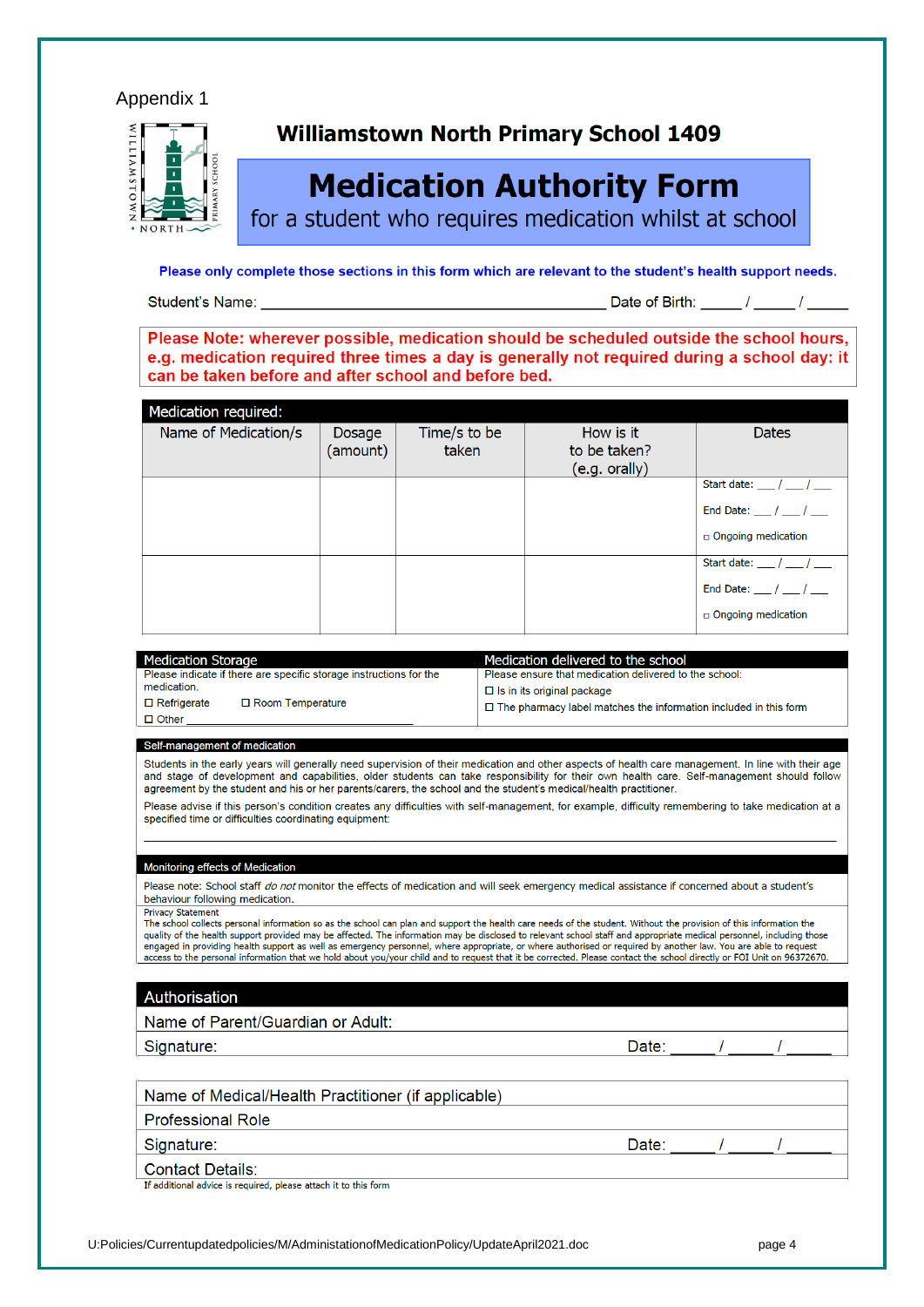Appendix 1

# Williamstown North Primary School 1409

# Medication Authority Form

## for a student who requires medication whilst at school

**Please only complete those sections in this form which are relevant to the student's health support needs.**

Student's Name: ______________________________ Date of Birth: _____ / _____ / _____

**Please Note: wherever possible, medication should be scheduled outside the school hours, e.g. medication required three times a day is generally not required during a school day: it can be taken before and after school and before bed.**

### Medication required:

| Name of Medication/s | Dosage (amount) | Time/s to be taken | How is it to be taken? (e.g. orally) | Dates |
|---|---|---|---|---|
| | | | | Start date: ___ / ___ / ___<br>End Date: ___ / ___ / ___<br>☐ Ongoing medication |
| | | | | Start date: ___ / ___ / ___<br>End Date: ___ / ___ / ___<br>☐ Ongoing medication |

### Medication Storage

Please indicate if there are specific storage instructions for the medication.

☐ Refrigerate ☐ Room Temperature

☐ Other ______________________

### Medication delivered to the school

Please ensure that medication delivered to the school:

☐ Is in its original package

☐ The pharmacy label matches the information included in this form

### Self-management of medication

Students in the early years will generally need supervision of their medication and other aspects of health care management. In line with their age and stage of development and capabilities, older students can take responsibility for their own health care. Self-management should follow agreement by the student and his or her parents/carers, the school and the student's medical/health practitioner.

Please advise if this person's condition creates any difficulties with self-management, for example, difficulty remembering to take medication at a specified time or difficulties coordinating equipment:

______________________________________________________________________

### Monitoring effects of Medication

Please note: School staff *do not* monitor the effects of medication and will seek emergency medical assistance if concerned about a student's behaviour following medication.

Privacy Statement

The school collects personal information so as the school can plan and support the health care needs of the student. Without the provision of this information the quality of the health support provided may be affected. The information may be disclosed to relevant school staff and appropriate medical personnel, including those engaged in providing health support as well as emergency personnel, where appropriate, or where authorised or required by another law. You are able to request access to the personal information that we hold about you/your child and to request that it be corrected. Please contact the school directly or FOI Unit on 96372670.

### Authorisation

Name of Parent/Guardian or Adult:

Signature: Date: _____ / _____ / _____

Name of Medical/Health Practitioner (if applicable)

Professional Role

Signature: Date: _____ / _____ / _____

Contact Details:

If additional advice is required, please attach it to this form

U:Policies/Currentupdatedpolicies/M/AdministationofMedicationPolicy/UpdateApril2021.doc